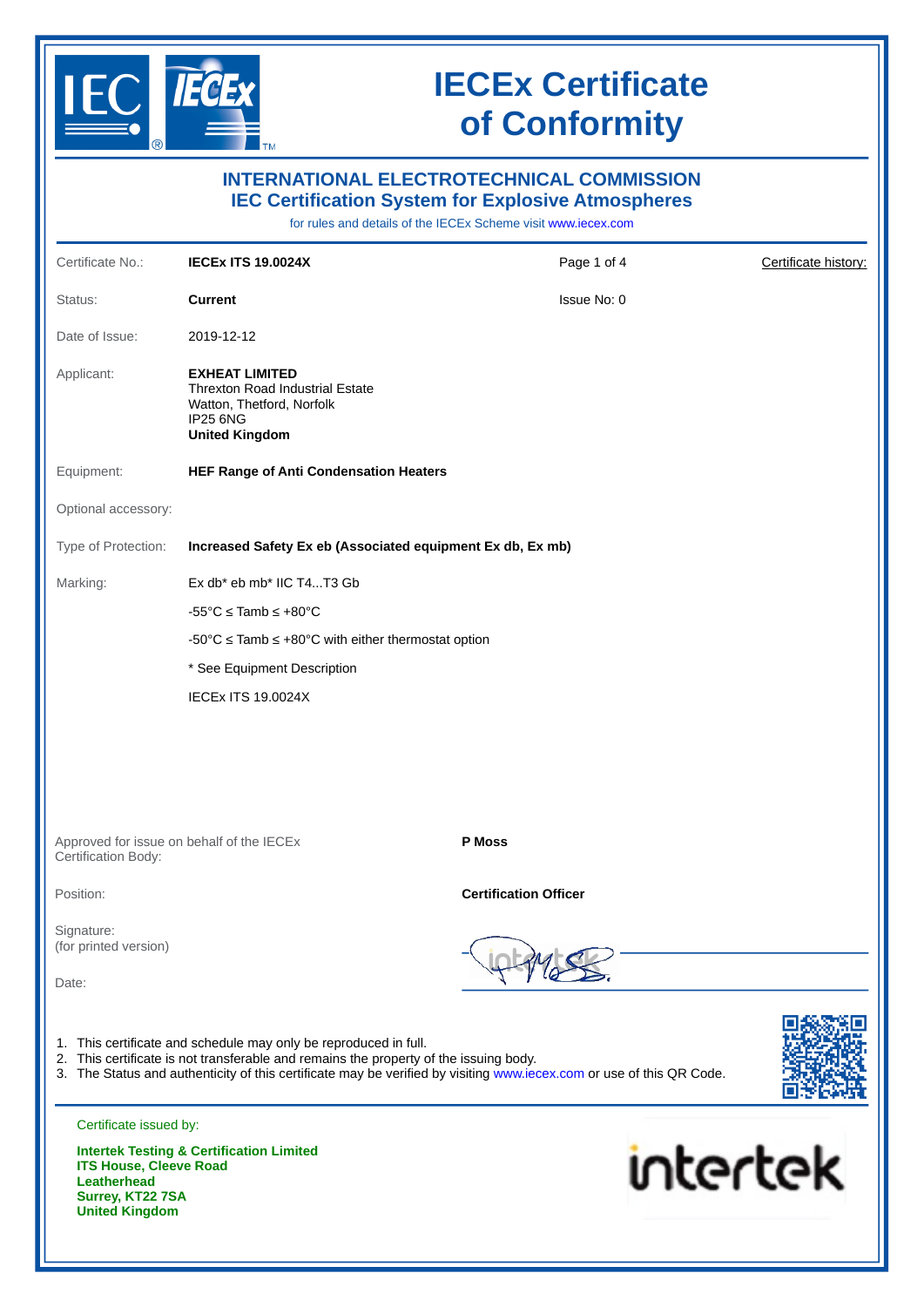# IECEx Certificate of Conformity

## INTERNATIONAL ELECTROTECHNICAL COMMISSION
## IEC Certification System for Explosive Atmospheres

for rules and details of the IECEx Scheme visit www.iecex.com

| | | | |
|---|---|---|---|
| Certificate No.: | **IECEx ITS 19.0024X** | Page 1 of 4 | Certificate history: |
| Status: | **Current** | Issue No: 0 | |
| Date of Issue: | 2019-12-12 | | |

Applicant: **EXHEAT LIMITED**
Threxton Road Industrial Estate
Watton, Thetford, Norfolk
IP25 6NG
**United Kingdom**

Equipment: **HEF Range of Anti Condensation Heaters**

Optional accessory:

Type of Protection: **Increased Safety Ex eb (Associated equipment Ex db, Ex mb)**

Marking:

Ex db* eb mb* IIC T4...T3 Gb

-55°C ≤ Tamb ≤ +80°C

-50°C ≤ Tamb ≤ +80°C with either thermostat option

* See Equipment Description

IECEx ITS 19.0024X

Approved for issue on behalf of the IECEx Certification Body: **P Moss**

Position: **Certification Officer**

Signature:
(for printed version)

Date:

1. This certificate and schedule may only be reproduced in full.
2. This certificate is not transferable and remains the property of the issuing body.
3. The Status and authenticity of this certificate may be verified by visiting www.iecex.com or use of this QR Code.

Certificate issued by:

**Intertek Testing & Certification Limited**
**ITS House, Cleeve Road**
**Leatherhead**
**Surrey, KT22 7SA**
**United Kingdom**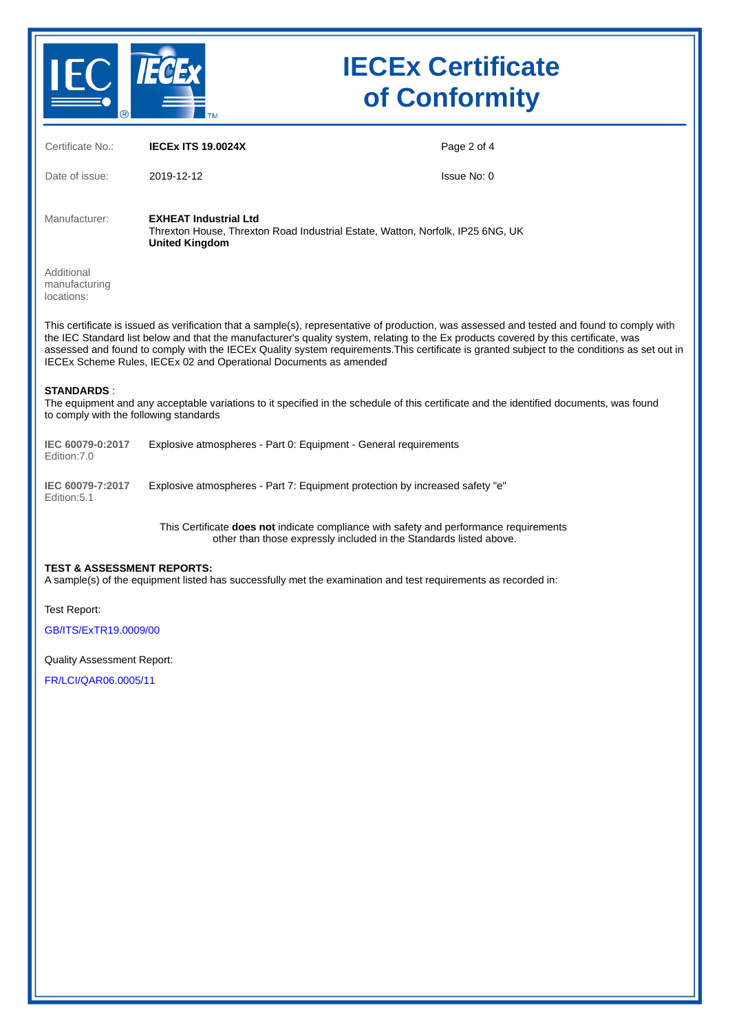# IECEx Certificate of Conformity

| | | |
|---|---|---|
| Certificate No.: | **IECEx ITS 19.0024X** | |
| Date of issue: | 2019-12-12 | Issue No: 0 |

Manufacturer: **EXHEAT Industrial Ltd**
Threxton House, Threxton Road Industrial Estate, Watton, Norfolk, IP25 6NG, UK
**United Kingdom**

Additional manufacturing locations:

This certificate is issued as verification that a sample(s), representative of production, was assessed and tested and found to comply with the IEC Standard list below and that the manufacturer's quality system, relating to the Ex products covered by this certificate, was assessed and found to comply with the IECEx Quality system requirements.This certificate is granted subject to the conditions as set out in IECEx Scheme Rules, IECEx 02 and Operational Documents as amended

**STANDARDS** :
The equipment and any acceptable variations to it specified in the schedule of this certificate and the identified documents, was found to comply with the following standards

| | |
|---|---|
| **IEC 60079-0:2017** Edition:7.0 | Explosive atmospheres - Part 0: Equipment - General requirements |
| **IEC 60079-7:2017** Edition:5.1 | Explosive atmospheres - Part 7: Equipment protection by increased safety "e" |

This Certificate **does not** indicate compliance with safety and performance requirements other than those expressly included in the Standards listed above.

**TEST & ASSESSMENT REPORTS:**
A sample(s) of the equipment listed has successfully met the examination and test requirements as recorded in:

Test Report:

GB/ITS/ExTR19.0009/00

Quality Assessment Report:

FR/LCI/QAR06.0005/11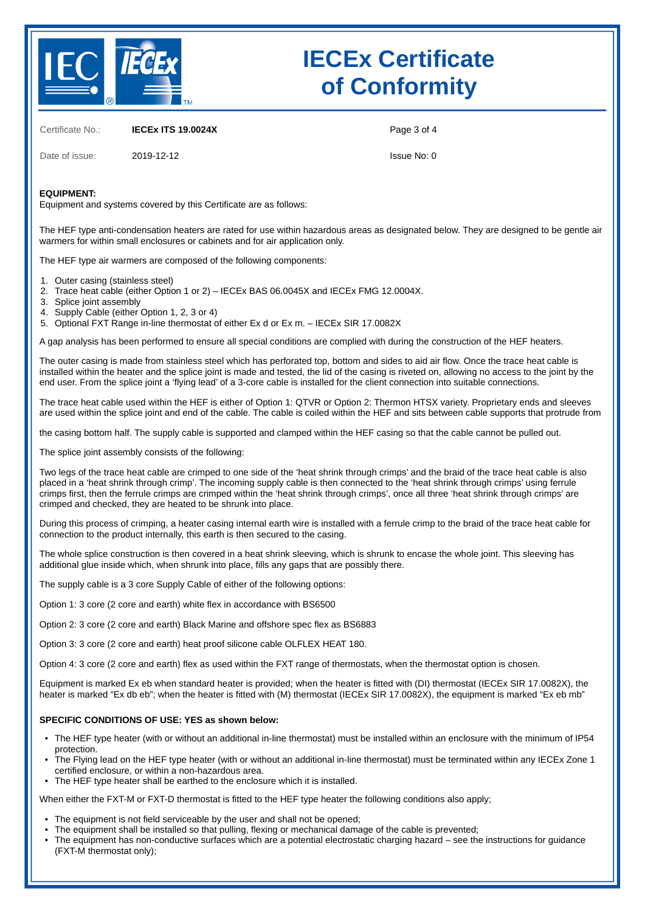# IECEx Certificate of Conformity

Certificate No.: **IECEx ITS 19.0024X**

Date of issue: 2019-12-12

Issue No: 0

**EQUIPMENT:**
Equipment and systems covered by this Certificate are as follows:

The HEF type anti-condensation heaters are rated for use within hazardous areas as designated below. They are designed to be gentle air warmers for within small enclosures or cabinets and for air application only.

The HEF type air warmers are composed of the following components:

1. Outer casing (stainless steel)
2. Trace heat cable (either Option 1 or 2) – IECEx BAS 06.0045X and IECEx FMG 12.0004X.
3. Splice joint assembly
4. Supply Cable (either Option 1, 2, 3 or 4)
5. Optional FXT Range in-line thermostat of either Ex d or Ex m. – IECEx SIR 17.0082X

A gap analysis has been performed to ensure all special conditions are complied with during the construction of the HEF heaters.

The outer casing is made from stainless steel which has perforated top, bottom and sides to aid air flow. Once the trace heat cable is installed within the heater and the splice joint is made and tested, the lid of the casing is riveted on, allowing no access to the joint by the end user. From the splice joint a 'flying lead' of a 3-core cable is installed for the client connection into suitable connections.

The trace heat cable used within the HEF is either of Option 1: QTVR or Option 2: Thermon HTSX variety. Proprietary ends and sleeves are used within the splice joint and end of the cable. The cable is coiled within the HEF and sits between cable supports that protrude from

the casing bottom half. The supply cable is supported and clamped within the HEF casing so that the cable cannot be pulled out.

The splice joint assembly consists of the following:

Two legs of the trace heat cable are crimped to one side of the 'heat shrink through crimps' and the braid of the trace heat cable is also placed in a 'heat shrink through crimp'. The incoming supply cable is then connected to the 'heat shrink through crimps' using ferrule crimps first, then the ferrule crimps are crimped within the 'heat shrink through crimps', once all three 'heat shrink through crimps' are crimped and checked, they are heated to be shrunk into place.

During this process of crimping, a heater casing internal earth wire is installed with a ferrule crimp to the braid of the trace heat cable for connection to the product internally, this earth is then secured to the casing.

The whole splice construction is then covered in a heat shrink sleeving, which is shrunk to encase the whole joint. This sleeving has additional glue inside which, when shrunk into place, fills any gaps that are possibly there.

The supply cable is a 3 core Supply Cable of either of the following options:

Option 1: 3 core (2 core and earth) white flex in accordance with BS6500

Option 2: 3 core (2 core and earth) Black Marine and offshore spec flex as BS6883

Option 3: 3 core (2 core and earth) heat proof silicone cable OLFLEX HEAT 180.

Option 4: 3 core (2 core and earth) flex as used within the FXT range of thermostats, when the thermostat option is chosen.

Equipment is marked Ex eb when standard heater is provided; when the heater is fitted with (DI) thermostat (IECEx SIR 17.0082X), the heater is marked "Ex db eb"; when the heater is fitted with (M) thermostat (IECEx SIR 17.0082X), the equipment is marked "Ex eb mb"

**SPECIFIC CONDITIONS OF USE: YES as shown below:**

- The HEF type heater (with or without an additional in-line thermostat) must be installed within an enclosure with the minimum of IP54 protection.
- The Flying lead on the HEF type heater (with or without an additional in-line thermostat) must be terminated within any IECEx Zone 1 certified enclosure, or within a non-hazardous area.
- The HEF type heater shall be earthed to the enclosure which it is installed.

When either the FXT-M or FXT-D thermostat is fitted to the HEF type heater the following conditions also apply;

- The equipment is not field serviceable by the user and shall not be opened;
- The equipment shall be installed so that pulling, flexing or mechanical damage of the cable is prevented;
- The equipment has non-conductive surfaces which are a potential electrostatic charging hazard – see the instructions for guidance (FXT-M thermostat only);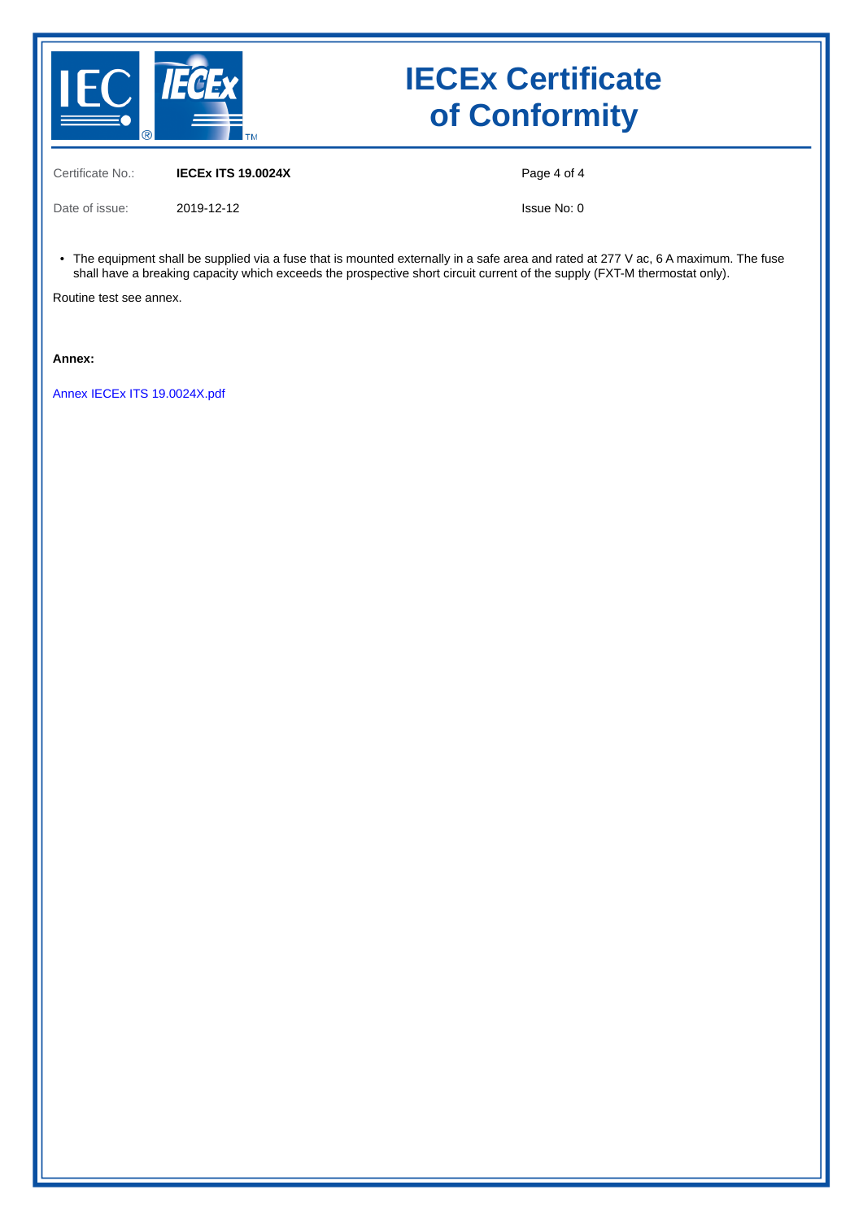Certificate No.: **IECEx ITS 19.0024X**

Date of issue: 2019-12-12

Issue No: 0

- The equipment shall be supplied via a fuse that is mounted externally in a safe area and rated at 277 V ac, 6 A maximum. The fuse shall have a breaking capacity which exceeds the prospective short circuit current of the supply (FXT-M thermostat only).

Routine test see annex.

**Annex:**

Annex IECEx ITS 19.0024X.pdf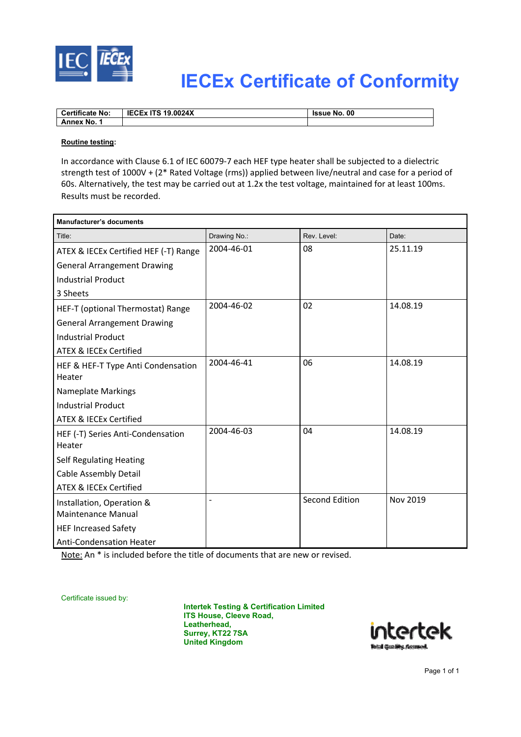# IECEx Certificate of Conformity

| Certificate No: | IECEx ITS 19.0024X | Issue No. 00 |
|---|---|---|
| Annex No. 1 | | |

**Routine testing:**

In accordance with Clause 6.1 of IEC 60079-7 each HEF type heater shall be subjected to a dielectric strength test of 1000V + (2* Rated Voltage (rms)) applied between live/neutral and case for a period of 60s. Alternatively, the test may be carried out at 1.2x the test voltage, maintained for at least 100ms. Results must be recorded.

**Manufacturer's documents**

| Title: | Drawing No.: | Rev. Level: | Date: |
|---|---|---|---|
| ATEX & IECEx Certified HEF (-T) Range<br>General Arrangement Drawing<br>Industrial Product<br>3 Sheets | 2004-46-01 | 08 | 25.11.19 |
| HEF-T (optional Thermostat) Range<br>General Arrangement Drawing<br>Industrial Product<br>ATEX & IECEx Certified | 2004-46-02 | 02 | 14.08.19 |
| HEF & HEF-T Type Anti Condensation Heater<br>Nameplate Markings<br>Industrial Product<br>ATEX & IECEx Certified | 2004-46-41 | 06 | 14.08.19 |
| HEF (-T) Series Anti-Condensation Heater<br>Self Regulating Heating<br>Cable Assembly Detail<br>ATEX & IECEx Certified | 2004-46-03 | 04 | 14.08.19 |
| Installation, Operation & Maintenance Manual<br>HEF Increased Safety<br>Anti-Condensation Heater | - | Second Edition | Nov 2019 |

Note: An * is included before the title of documents that are new or revised.

Certificate issued by:

**Intertek Testing & Certification Limited**
**ITS House, Cleeve Road,**
**Leatherhead,**
**Surrey, KT22 7SA**
**United Kingdom**

intertek
Total Quality. Assured.